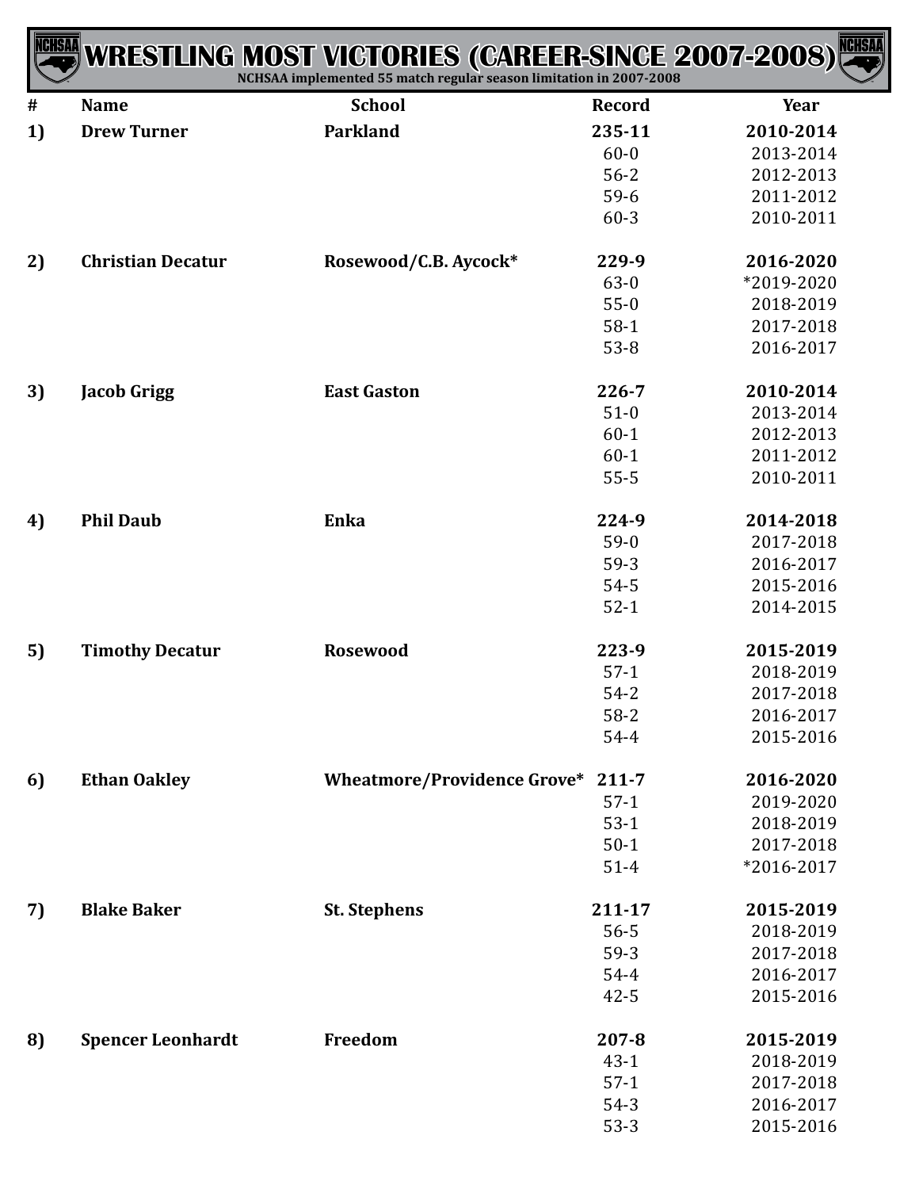# WRESTLING MOST VICTORIES (CAREER-SINCE 2007-2008)

**NCHSAA implemented 55 match regular season limitation in 2007-2008**

| # | Name | School | Record | Year |
|---|---|---|---|---|
| **1)** | **Drew Turner** | **Parkland** | **235-11** | **2010-2014** |
| | | | 60-0 | 2013-2014 |
| | | | 56-2 | 2012-2013 |
| | | | 59-6 | 2011-2012 |
| | | | 60-3 | 2010-2011 |
| **2)** | **Christian Decatur** | **Rosewood/C.B. Aycock*** | **229-9** | **2016-2020** |
| | | | 63-0 | *2019-2020 |
| | | | 55-0 | 2018-2019 |
| | | | 58-1 | 2017-2018 |
| | | | 53-8 | 2016-2017 |
| **3)** | **Jacob Grigg** | **East Gaston** | **226-7** | **2010-2014** |
| | | | 51-0 | 2013-2014 |
| | | | 60-1 | 2012-2013 |
| | | | 60-1 | 2011-2012 |
| | | | 55-5 | 2010-2011 |
| **4)** | **Phil Daub** | **Enka** | **224-9** | **2014-2018** |
| | | | 59-0 | 2017-2018 |
| | | | 59-3 | 2016-2017 |
| | | | 54-5 | 2015-2016 |
| | | | 52-1 | 2014-2015 |
| **5)** | **Timothy Decatur** | **Rosewood** | **223-9** | **2015-2019** |
| | | | 57-1 | 2018-2019 |
| | | | 54-2 | 2017-2018 |
| | | | 58-2 | 2016-2017 |
| | | | 54-4 | 2015-2016 |
| **6)** | **Ethan Oakley** | **Wheatmore/Providence Grove*** | **211-7** | **2016-2020** |
| | | | 57-1 | 2019-2020 |
| | | | 53-1 | 2018-2019 |
| | | | 50-1 | 2017-2018 |
| | | | 51-4 | *2016-2017 |
| **7)** | **Blake Baker** | **St. Stephens** | **211-17** | **2015-2019** |
| | | | 56-5 | 2018-2019 |
| | | | 59-3 | 2017-2018 |
| | | | 54-4 | 2016-2017 |
| | | | 42-5 | 2015-2016 |
| **8)** | **Spencer Leonhardt** | **Freedom** | **207-8** | **2015-2019** |
| | | | 43-1 | 2018-2019 |
| | | | 57-1 | 2017-2018 |
| | | | 54-3 | 2016-2017 |
| | | | 53-3 | 2015-2016 |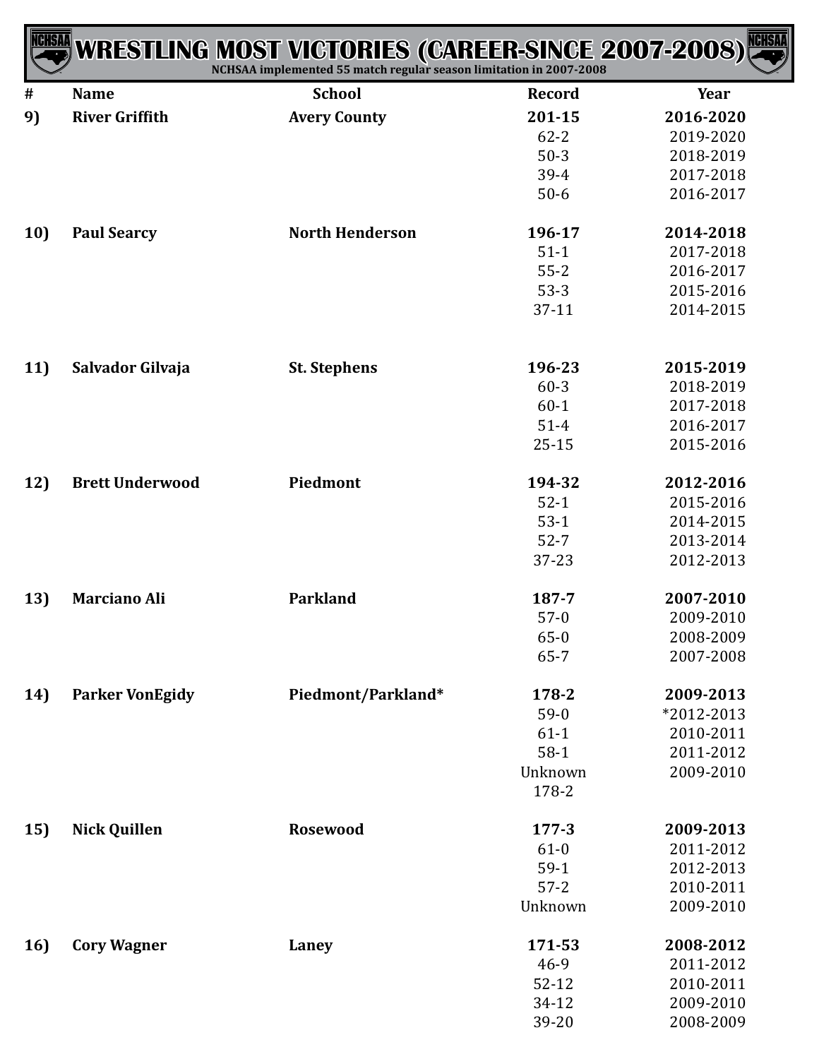# WRESTLING MOST VICTORIES (CAREER-SINCE 2007-2008)

NCHSAA implemented 55 match regular season limitation in 2007-2008

| # | Name | School | Record | Year |
|---|---|---|---|---|
| 9) | **River Griffith** | **Avery County** | **201-15** | **2016-2020** |
| | | | 62-2 | 2019-2020 |
| | | | 50-3 | 2018-2019 |
| | | | 39-4 | 2017-2018 |
| | | | 50-6 | 2016-2017 |
| 10) | **Paul Searcy** | **North Henderson** | **196-17** | **2014-2018** |
| | | | 51-1 | 2017-2018 |
| | | | 55-2 | 2016-2017 |
| | | | 53-3 | 2015-2016 |
| | | | 37-11 | 2014-2015 |
| 11) | **Salvador Gilvaja** | **St. Stephens** | **196-23** | **2015-2019** |
| | | | 60-3 | 2018-2019 |
| | | | 60-1 | 2017-2018 |
| | | | 51-4 | 2016-2017 |
| | | | 25-15 | 2015-2016 |
| 12) | **Brett Underwood** | **Piedmont** | **194-32** | **2012-2016** |
| | | | 52-1 | 2015-2016 |
| | | | 53-1 | 2014-2015 |
| | | | 52-7 | 2013-2014 |
| | | | 37-23 | 2012-2013 |
| 13) | **Marciano Ali** | **Parkland** | **187-7** | **2007-2010** |
| | | | 57-0 | 2009-2010 |
| | | | 65-0 | 2008-2009 |
| | | | 65-7 | 2007-2008 |
| 14) | **Parker VonEgidy** | **Piedmont/Parkland*** | **178-2** | **2009-2013** |
| | | | 59-0 | *2012-2013 |
| | | | 61-1 | 2010-2011 |
| | | | 58-1 | 2011-2012 |
| | | | Unknown | 2009-2010 |
| | | | 178-2 | |
| 15) | **Nick Quillen** | **Rosewood** | **177-3** | **2009-2013** |
| | | | 61-0 | 2011-2012 |
| | | | 59-1 | 2012-2013 |
| | | | 57-2 | 2010-2011 |
| | | | Unknown | 2009-2010 |
| 16) | **Cory Wagner** | **Laney** | **171-53** | **2008-2012** |
| | | | 46-9 | 2011-2012 |
| | | | 52-12 | 2010-2011 |
| | | | 34-12 | 2009-2010 |
| | | | 39-20 | 2008-2009 |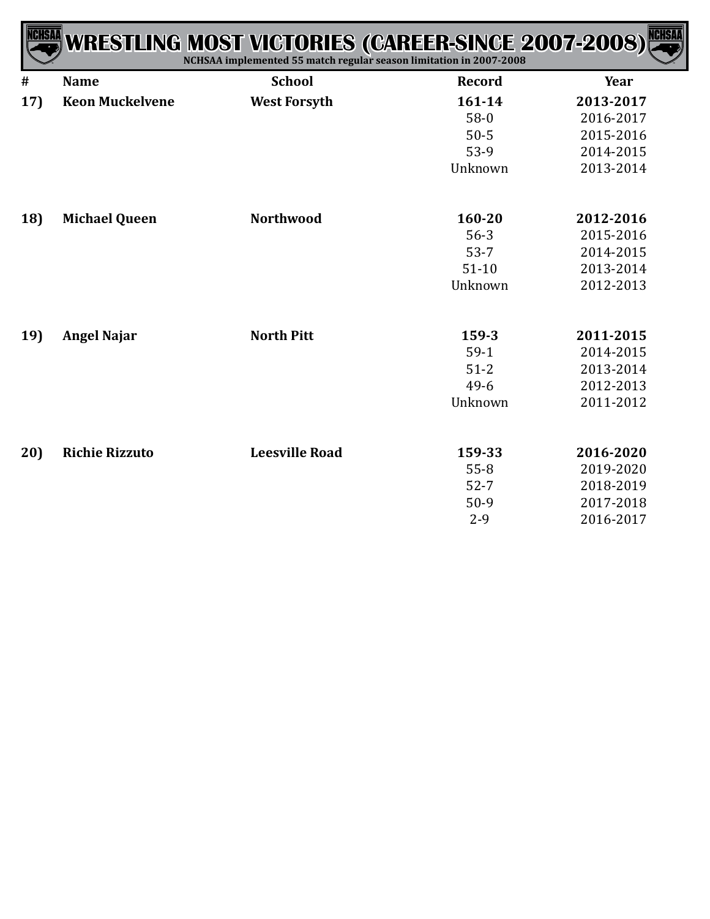# WRESTLING MOST VICTORIES (CAREER-SINCE 2007-2008)

**NCHSAA implemented 55 match regular season limitation in 2007-2008**

| # | Name | School | Record | Year |
|---|---|---|---|---|
| **17)** | **Keon Muckelvene** | **West Forsyth** | **161-14** | **2013-2017** |
| | | | 58-0 | 2016-2017 |
| | | | 50-5 | 2015-2016 |
| | | | 53-9 | 2014-2015 |
| | | | Unknown | 2013-2014 |
| **18)** | **Michael Queen** | **Northwood** | **160-20** | **2012-2016** |
| | | | 56-3 | 2015-2016 |
| | | | 53-7 | 2014-2015 |
| | | | 51-10 | 2013-2014 |
| | | | Unknown | 2012-2013 |
| **19)** | **Angel Najar** | **North Pitt** | **159-3** | **2011-2015** |
| | | | 59-1 | 2014-2015 |
| | | | 51-2 | 2013-2014 |
| | | | 49-6 | 2012-2013 |
| | | | Unknown | 2011-2012 |
| **20)** | **Richie Rizzuto** | **Leesville Road** | **159-33** | **2016-2020** |
| | | | 55-8 | 2019-2020 |
| | | | 52-7 | 2018-2019 |
| | | | 50-9 | 2017-2018 |
| | | | 2-9 | 2016-2017 |